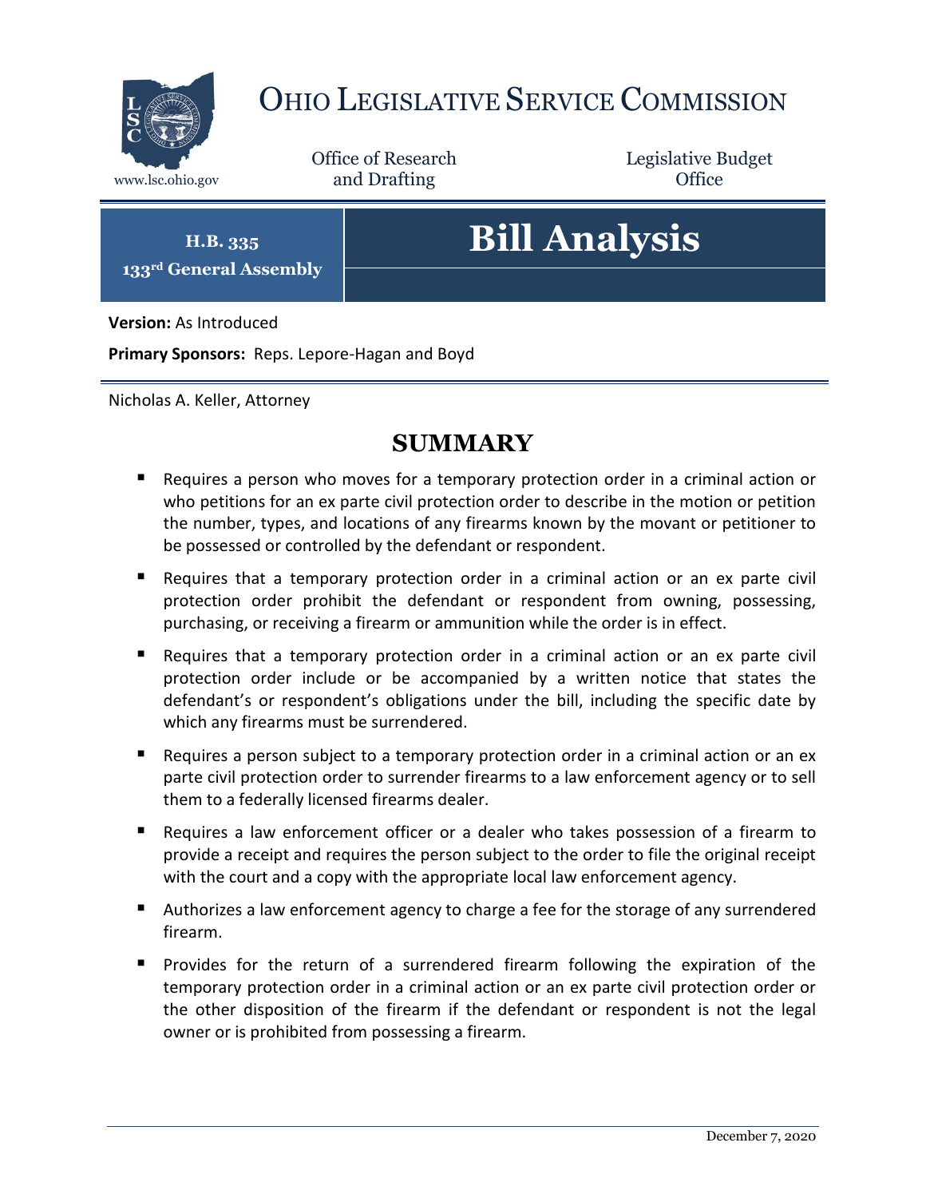# Ohio Legislative Service Commission

www.lsc.ohio.gov

Office of Research and Drafting

Legislative Budget Office

**H.B. 335**
**133rd General Assembly**

# Bill Analysis

**Version:** As Introduced

**Primary Sponsors:** Reps. Lepore-Hagan and Boyd

Nicholas A. Keller, Attorney

## SUMMARY

- Requires a person who moves for a temporary protection order in a criminal action or who petitions for an ex parte civil protection order to describe in the motion or petition the number, types, and locations of any firearms known by the movant or petitioner to be possessed or controlled by the defendant or respondent.
- Requires that a temporary protection order in a criminal action or an ex parte civil protection order prohibit the defendant or respondent from owning, possessing, purchasing, or receiving a firearm or ammunition while the order is in effect.
- Requires that a temporary protection order in a criminal action or an ex parte civil protection order include or be accompanied by a written notice that states the defendant's or respondent's obligations under the bill, including the specific date by which any firearms must be surrendered.
- Requires a person subject to a temporary protection order in a criminal action or an ex parte civil protection order to surrender firearms to a law enforcement agency or to sell them to a federally licensed firearms dealer.
- Requires a law enforcement officer or a dealer who takes possession of a firearm to provide a receipt and requires the person subject to the order to file the original receipt with the court and a copy with the appropriate local law enforcement agency.
- Authorizes a law enforcement agency to charge a fee for the storage of any surrendered firearm.
- Provides for the return of a surrendered firearm following the expiration of the temporary protection order in a criminal action or an ex parte civil protection order or the other disposition of the firearm if the defendant or respondent is not the legal owner or is prohibited from possessing a firearm.

December 7, 2020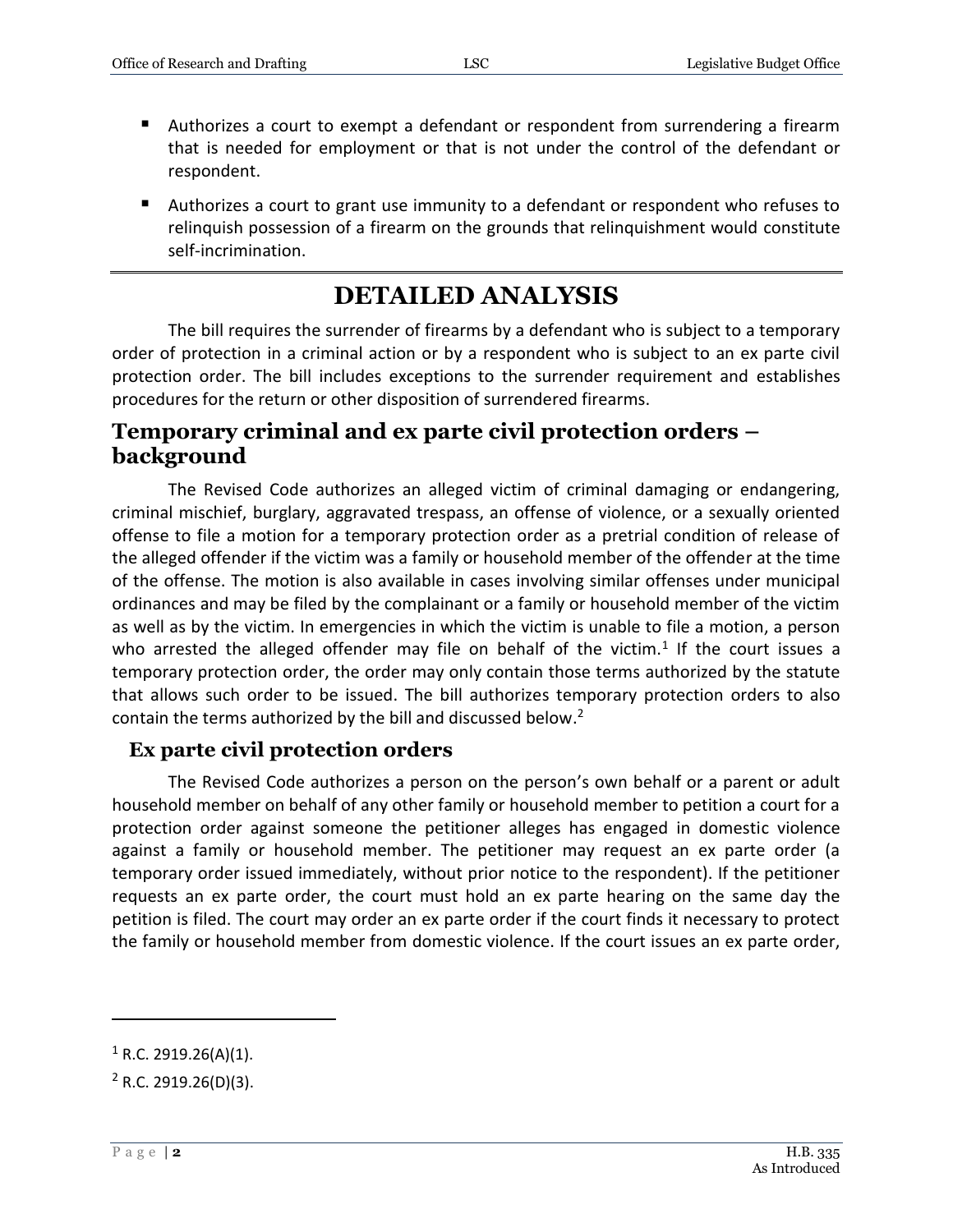- Authorizes a court to exempt a defendant or respondent from surrendering a firearm that is needed for employment or that is not under the control of the defendant or respondent.
- Authorizes a court to grant use immunity to a defendant or respondent who refuses to relinquish possession of a firearm on the grounds that relinquishment would constitute self-incrimination.

# DETAILED ANALYSIS

The bill requires the surrender of firearms by a defendant who is subject to a temporary order of protection in a criminal action or by a respondent who is subject to an ex parte civil protection order. The bill includes exceptions to the surrender requirement and establishes procedures for the return or other disposition of surrendered firearms.

## Temporary criminal and ex parte civil protection orders – background

The Revised Code authorizes an alleged victim of criminal damaging or endangering, criminal mischief, burglary, aggravated trespass, an offense of violence, or a sexually oriented offense to file a motion for a temporary protection order as a pretrial condition of release of the alleged offender if the victim was a family or household member of the offender at the time of the offense. The motion is also available in cases involving similar offenses under municipal ordinances and may be filed by the complainant or a family or household member of the victim as well as by the victim. In emergencies in which the victim is unable to file a motion, a person who arrested the alleged offender may file on behalf of the victim.[1] If the court issues a temporary protection order, the order may only contain those terms authorized by the statute that allows such order to be issued. The bill authorizes temporary protection orders to also contain the terms authorized by the bill and discussed below.[2]

### Ex parte civil protection orders

The Revised Code authorizes a person on the person's own behalf or a parent or adult household member on behalf of any other family or household member to petition a court for a protection order against someone the petitioner alleges has engaged in domestic violence against a family or household member. The petitioner may request an ex parte order (a temporary order issued immediately, without prior notice to the respondent). If the petitioner requests an ex parte order, the court must hold an ex parte hearing on the same day the petition is filed. The court may order an ex parte order if the court finds it necessary to protect the family or household member from domestic violence. If the court issues an ex parte order,

---

[1] R.C. 2919.26(A)(1).

[2] R.C. 2919.26(D)(3).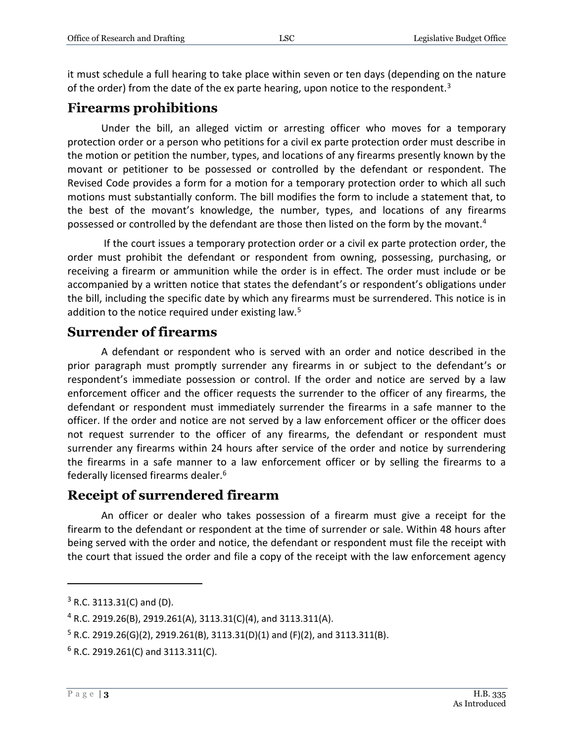it must schedule a full hearing to take place within seven or ten days (depending on the nature of the order) from the date of the ex parte hearing, upon notice to the respondent.[3]

## Firearms prohibitions

Under the bill, an alleged victim or arresting officer who moves for a temporary protection order or a person who petitions for a civil ex parte protection order must describe in the motion or petition the number, types, and locations of any firearms presently known by the movant or petitioner to be possessed or controlled by the defendant or respondent. The Revised Code provides a form for a motion for a temporary protection order to which all such motions must substantially conform. The bill modifies the form to include a statement that, to the best of the movant's knowledge, the number, types, and locations of any firearms possessed or controlled by the defendant are those then listed on the form by the movant.[4]

If the court issues a temporary protection order or a civil ex parte protection order, the order must prohibit the defendant or respondent from owning, possessing, purchasing, or receiving a firearm or ammunition while the order is in effect. The order must include or be accompanied by a written notice that states the defendant's or respondent's obligations under the bill, including the specific date by which any firearms must be surrendered. This notice is in addition to the notice required under existing law.[5]

## Surrender of firearms

A defendant or respondent who is served with an order and notice described in the prior paragraph must promptly surrender any firearms in or subject to the defendant's or respondent's immediate possession or control. If the order and notice are served by a law enforcement officer and the officer requests the surrender to the officer of any firearms, the defendant or respondent must immediately surrender the firearms in a safe manner to the officer. If the order and notice are not served by a law enforcement officer or the officer does not request surrender to the officer of any firearms, the defendant or respondent must surrender any firearms within 24 hours after service of the order and notice by surrendering the firearms in a safe manner to a law enforcement officer or by selling the firearms to a federally licensed firearms dealer.[6]

## Receipt of surrendered firearm

An officer or dealer who takes possession of a firearm must give a receipt for the firearm to the defendant or respondent at the time of surrender or sale. Within 48 hours after being served with the order and notice, the defendant or respondent must file the receipt with the court that issued the order and file a copy of the receipt with the law enforcement agency

---

[3] R.C. 3113.31(C) and (D).

[4] R.C. 2919.26(B), 2919.261(A), 3113.31(C)(4), and 3113.311(A).

[5] R.C. 2919.26(G)(2), 2919.261(B), 3113.31(D)(1) and (F)(2), and 3113.311(B).

[6] R.C. 2919.261(C) and 3113.311(C).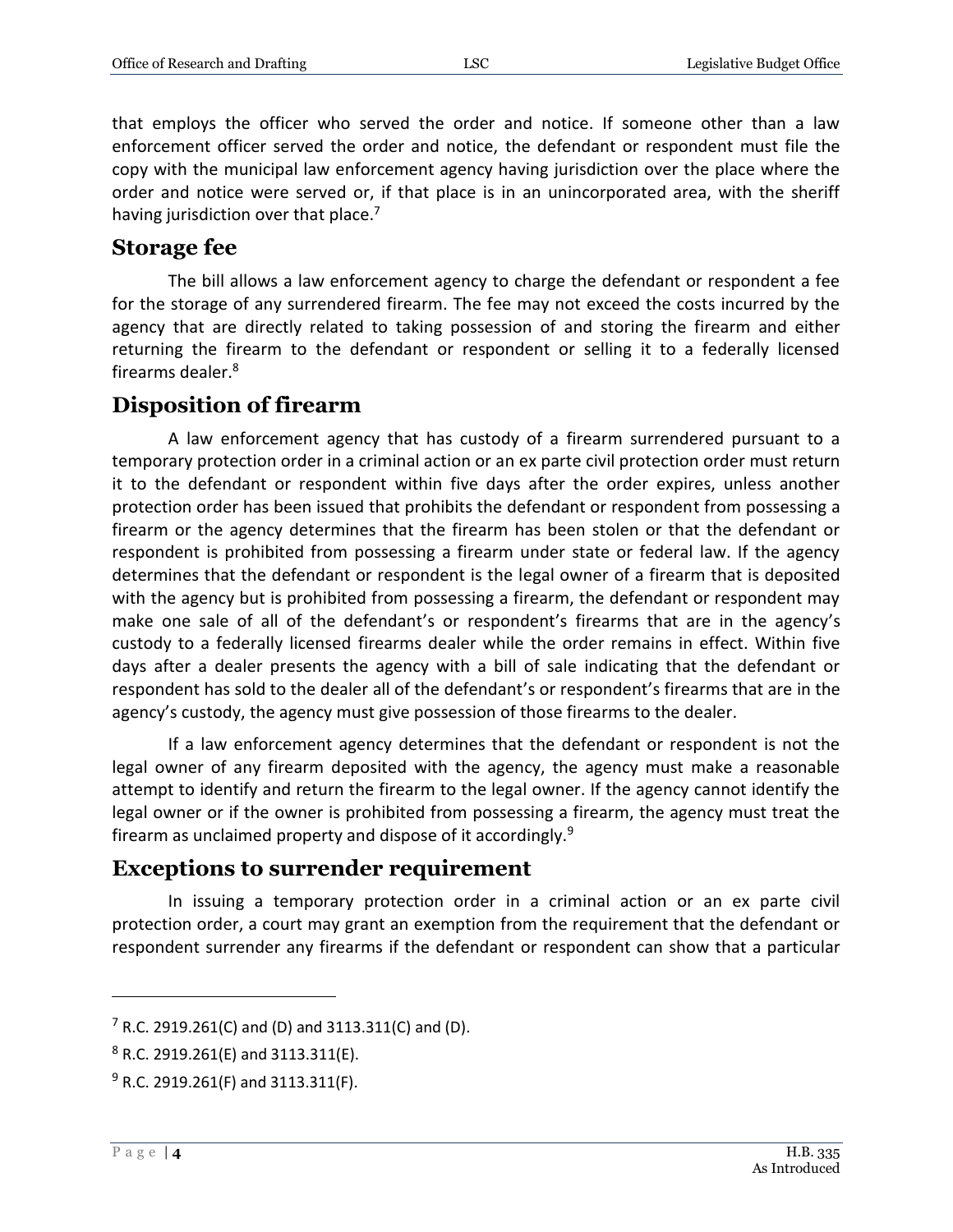that employs the officer who served the order and notice. If someone other than a law enforcement officer served the order and notice, the defendant or respondent must file the copy with the municipal law enforcement agency having jurisdiction over the place where the order and notice were served or, if that place is in an unincorporated area, with the sheriff having jurisdiction over that place.[7]

## Storage fee

The bill allows a law enforcement agency to charge the defendant or respondent a fee for the storage of any surrendered firearm. The fee may not exceed the costs incurred by the agency that are directly related to taking possession of and storing the firearm and either returning the firearm to the defendant or respondent or selling it to a federally licensed firearms dealer.[8]

## Disposition of firearm

A law enforcement agency that has custody of a firearm surrendered pursuant to a temporary protection order in a criminal action or an ex parte civil protection order must return it to the defendant or respondent within five days after the order expires, unless another protection order has been issued that prohibits the defendant or respondent from possessing a firearm or the agency determines that the firearm has been stolen or that the defendant or respondent is prohibited from possessing a firearm under state or federal law. If the agency determines that the defendant or respondent is the legal owner of a firearm that is deposited with the agency but is prohibited from possessing a firearm, the defendant or respondent may make one sale of all of the defendant's or respondent's firearms that are in the agency's custody to a federally licensed firearms dealer while the order remains in effect. Within five days after a dealer presents the agency with a bill of sale indicating that the defendant or respondent has sold to the dealer all of the defendant's or respondent's firearms that are in the agency's custody, the agency must give possession of those firearms to the dealer.

If a law enforcement agency determines that the defendant or respondent is not the legal owner of any firearm deposited with the agency, the agency must make a reasonable attempt to identify and return the firearm to the legal owner. If the agency cannot identify the legal owner or if the owner is prohibited from possessing a firearm, the agency must treat the firearm as unclaimed property and dispose of it accordingly.[9]

## Exceptions to surrender requirement

In issuing a temporary protection order in a criminal action or an ex parte civil protection order, a court may grant an exemption from the requirement that the defendant or respondent surrender any firearms if the defendant or respondent can show that a particular

---

[7] R.C. 2919.261(C) and (D) and 3113.311(C) and (D).

[8] R.C. 2919.261(E) and 3113.311(E).

[9] R.C. 2919.261(F) and 3113.311(F).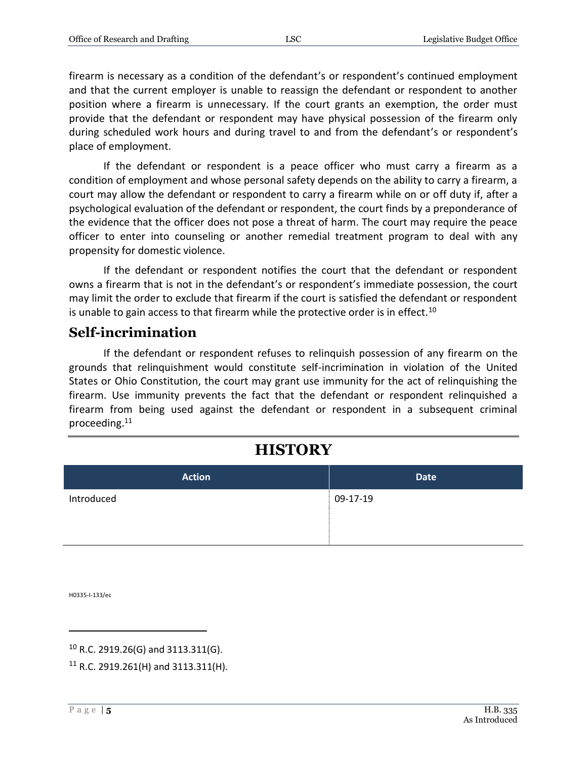firearm is necessary as a condition of the defendant's or respondent's continued employment and that the current employer is unable to reassign the defendant or respondent to another position where a firearm is unnecessary. If the court grants an exemption, the order must provide that the defendant or respondent may have physical possession of the firearm only during scheduled work hours and during travel to and from the defendant's or respondent's place of employment.

If the defendant or respondent is a peace officer who must carry a firearm as a condition of employment and whose personal safety depends on the ability to carry a firearm, a court may allow the defendant or respondent to carry a firearm while on or off duty if, after a psychological evaluation of the defendant or respondent, the court finds by a preponderance of the evidence that the officer does not pose a threat of harm. The court may require the peace officer to enter into counseling or another remedial treatment program to deal with any propensity for domestic violence.

If the defendant or respondent notifies the court that the defendant or respondent owns a firearm that is not in the defendant's or respondent's immediate possession, the court may limit the order to exclude that firearm if the court is satisfied the defendant or respondent is unable to gain access to that firearm while the protective order is in effect.[10]

## Self-incrimination

If the defendant or respondent refuses to relinquish possession of any firearm on the grounds that relinquishment would constitute self-incrimination in violation of the United States or Ohio Constitution, the court may grant use immunity for the act of relinquishing the firearm. Use immunity prevents the fact that the defendant or respondent relinquished a firearm from being used against the defendant or respondent in a subsequent criminal proceeding.[11]

# HISTORY

| Action | Date |
|---|---|
| Introduced | 09-17-19 |

H0335-I-133/ec

[10] R.C. 2919.26(G) and 3113.311(G).

[11] R.C. 2919.261(H) and 3113.311(H).